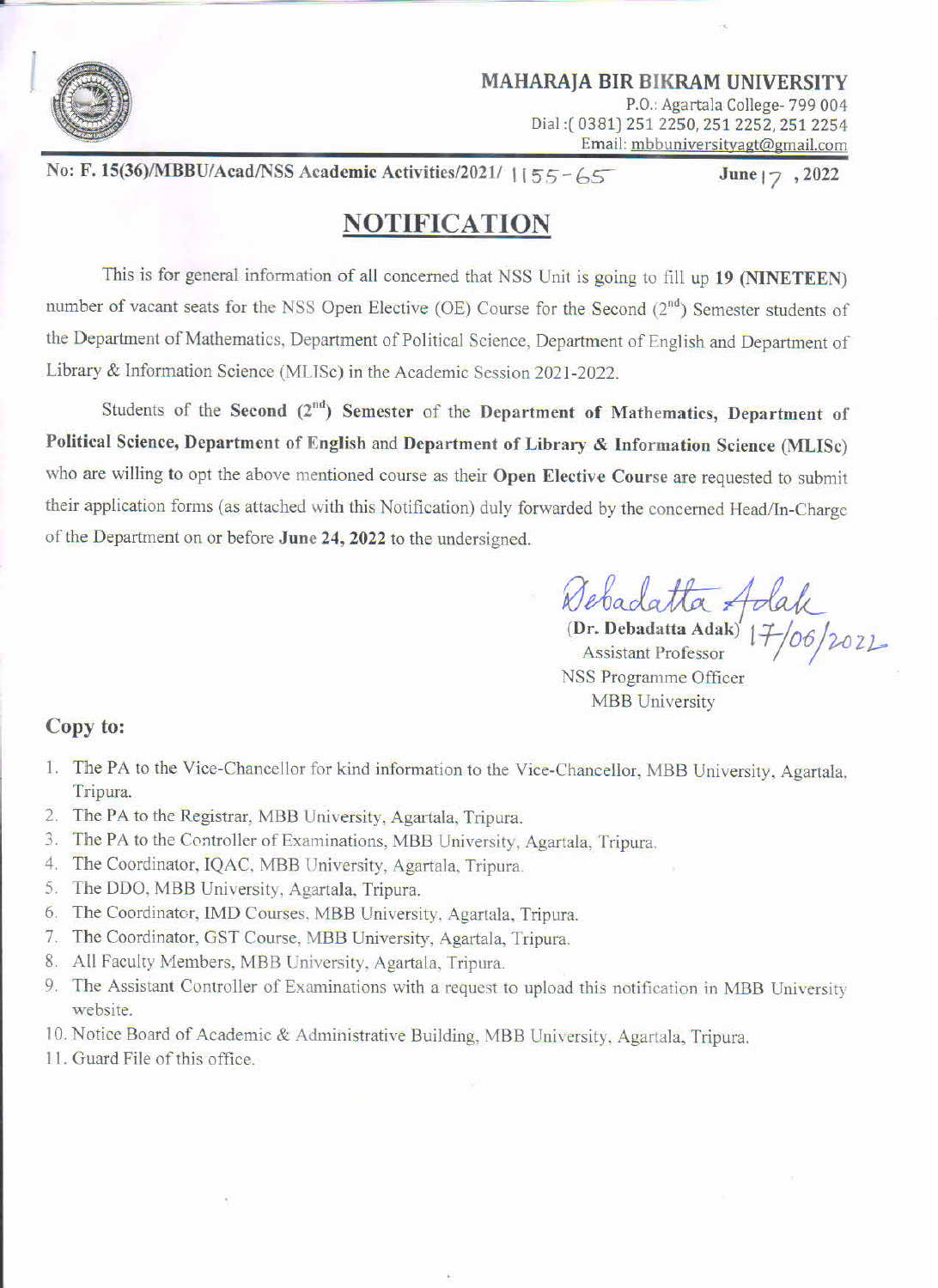**MAHARAJA BIR BIKRAM UNIVERSITY**
P.O.: Agartala College- 799 004
Dial :( 0381) 251 2250, 251 2252, 251 2254
Email: mbbuniversityagt@gmail.com

No: F. 15(36)/MBBU/Acad/NSS Academic Activities/2021/ 1155-65 June 17 , 2022

# NOTIFICATION

This is for general information of all concerned that NSS Unit is going to fill up **19 (NINETEEN)** number of vacant seats for the NSS Open Elective (OE) Course for the Second (2nd) Semester students of the Department of Mathematics, Department of Political Science, Department of English and Department of Library & Information Science (MLISc) in the Academic Session 2021-2022.

Students of the **Second (2nd) Semester** of the **Department of Mathematics, Department of Political Science, Department of English** and **Department of Library & Information Science (MLISc)** who are willing to opt the above mentioned course as their **Open Elective Course** are requested to submit their application forms (as attached with this Notification) duly forwarded by the concerned Head/In-Charge of the Department on or before **June 24, 2022** to the undersigned.

Debadatta Adak 17/06/2022
(**Dr. Debadatta Adak**)
Assistant Professor
NSS Programme Officer
MBB University

**Copy to:**

1. The PA to the Vice-Chancellor for kind information to the Vice-Chancellor, MBB University, Agartala, Tripura.
2. The PA to the Registrar, MBB University, Agartala, Tripura.
3. The PA to the Controller of Examinations, MBB University, Agartala, Tripura.
4. The Coordinator, IQAC, MBB University, Agartala, Tripura.
5. The DDO, MBB University, Agartala, Tripura.
6. The Coordinator, IMD Courses, MBB University, Agartala, Tripura.
7. The Coordinator, GST Course, MBB University, Agartala, Tripura.
8. All Faculty Members, MBB University, Agartala, Tripura.
9. The Assistant Controller of Examinations with a request to upload this notification in MBB University website.
10. Notice Board of Academic & Administrative Building, MBB University, Agartala, Tripura.
11. Guard File of this office.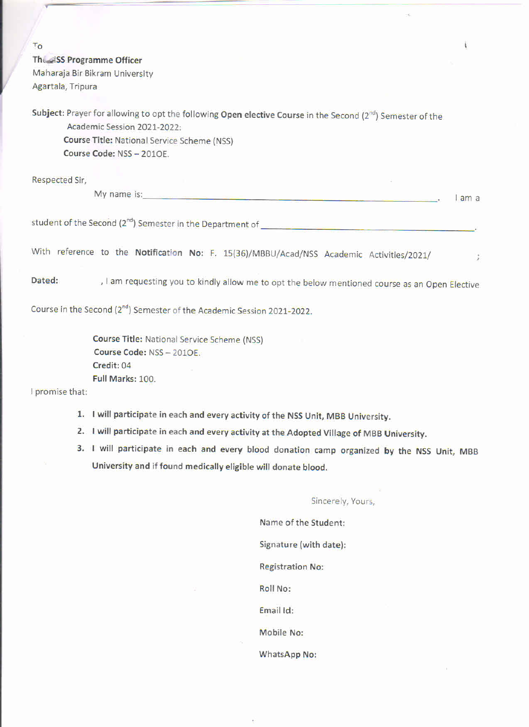To

**The NSS Programme Officer**
Maharaja Bir Bikram University
Agartala, Tripura

**Subject**: Prayer for allowing to opt the following **Open elective Course** in the Second (2nd) Semester of the Academic Session 2021-2022:

**Course Title:** National Service Scheme (NSS)
**Course Code:** NSS – 201OE.

Respected Sir,

My name is:\_\_\_\_\_\_\_\_\_\_\_\_\_\_\_\_\_\_\_\_\_\_\_\_\_\_\_\_\_\_\_\_\_\_\_\_\_\_\_\_\_\_\_\_. I am a student of the Second (2nd) Semester in the Department of \_\_\_\_\_\_\_\_\_\_\_\_\_\_\_\_\_\_\_\_\_\_\_\_\_\_\_\_\_\_\_\_.

With reference to the **Notification No:** F. 15(36)/MBBU/Acad/NSS Academic Activities/2021/ ; **Dated:** , I am requesting you to kindly allow me to opt the below mentioned course as an Open Elective Course in the Second (2nd) Semester of the Academic Session 2021-2022.

**Course Title:** National Service Scheme (NSS)
**Course Code:** NSS – 201OE.
**Credit:** 04
**Full Marks:** 100.

I promise that:

1. **I will participate in each and every activity of the NSS Unit, MBB University.**
2. **I will participate in each and every activity at the Adopted Village of MBB University.**
3. **I will participate in each and every blood donation camp organized by the NSS Unit, MBB University and if found medically eligible will donate blood.**

Sincerely, Yours,

Name of the Student:

Signature (with date):

Registration No:

Roll No:

Email Id:

Mobile No:

WhatsApp No: